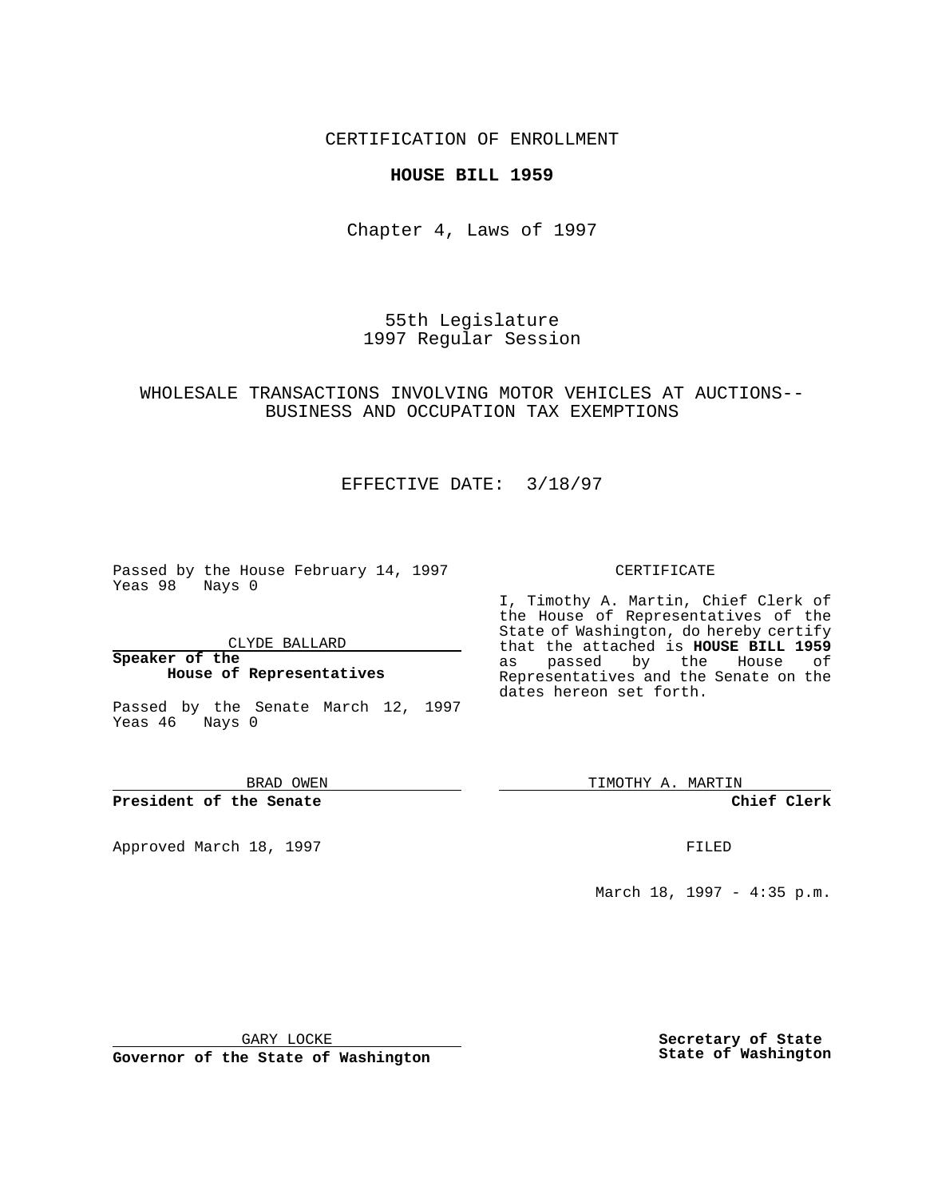CERTIFICATION OF ENROLLMENT

**HOUSE BILL 1959**

Chapter 4, Laws of 1997

55th Legislature
1997 Regular Session

WHOLESALE TRANSACTIONS INVOLVING MOTOR VEHICLES AT AUCTIONS--BUSINESS AND OCCUPATION TAX EXEMPTIONS

EFFECTIVE DATE: 3/18/97

Passed by the House February 14, 1997
Yeas 98 Nays 0

CLYDE BALLARD

**Speaker of the House of Representatives**

Passed by the Senate March 12, 1997
Yeas 46 Nays 0

BRAD OWEN

**President of the Senate**

Approved March 18, 1997

GARY LOCKE

**Governor of the State of Washington**

CERTIFICATE

I, Timothy A. Martin, Chief Clerk of the House of Representatives of the State of Washington, do hereby certify that the attached is **HOUSE BILL 1959** as passed by the House of Representatives and the Senate on the dates hereon set forth.

TIMOTHY A. MARTIN

**Chief Clerk**

FILED

March 18, 1997 - 4:35 p.m.

**Secretary of State**
**State of Washington**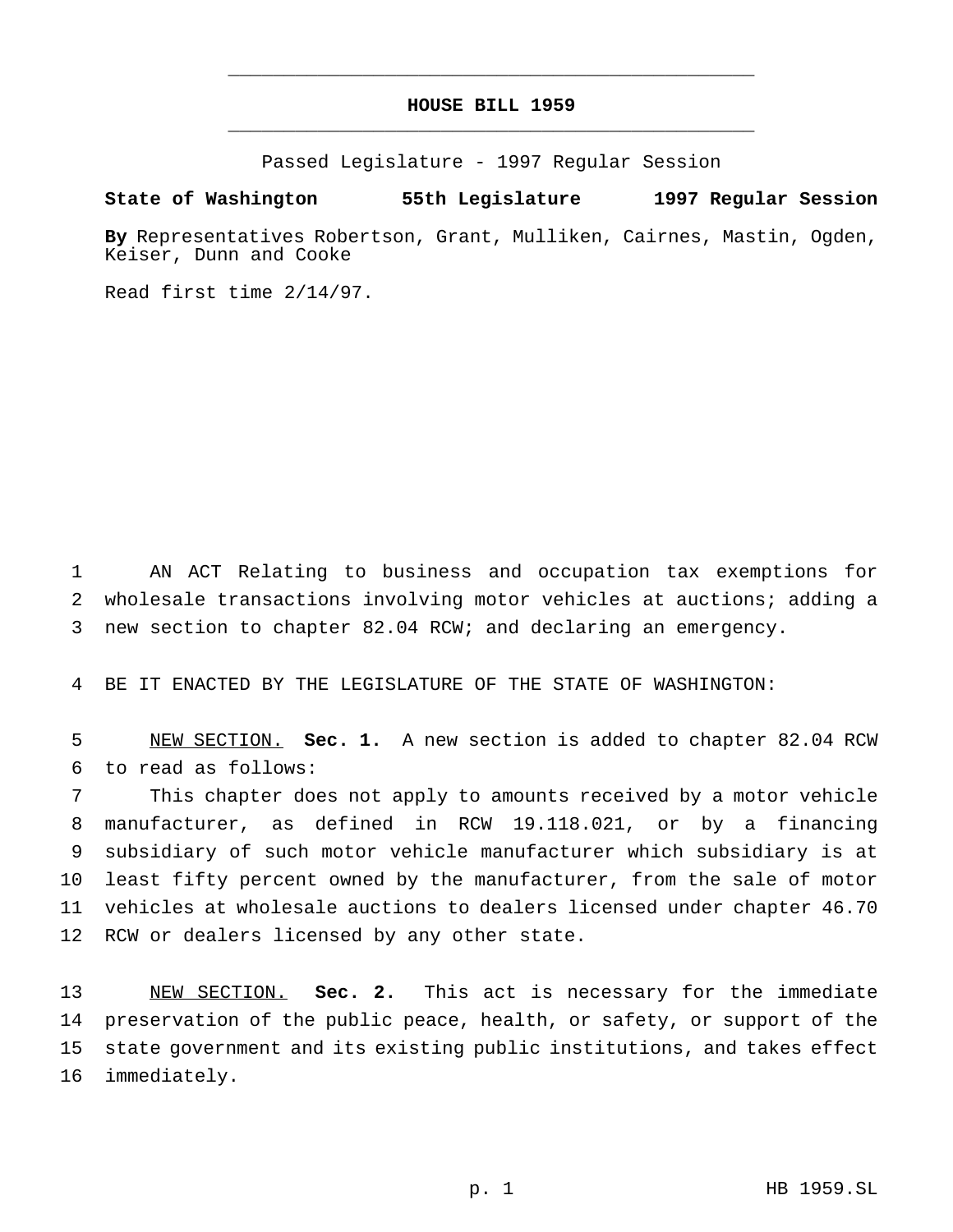# HOUSE BILL 1959

Passed Legislature - 1997 Regular Session

**State of Washington 55th Legislature 1997 Regular Session**

**By** Representatives Robertson, Grant, Mulliken, Cairnes, Mastin, Ogden, Keiser, Dunn and Cooke

Read first time 2/14/97.

AN ACT Relating to business and occupation tax exemptions for wholesale transactions involving motor vehicles at auctions; adding a new section to chapter 82.04 RCW; and declaring an emergency.

BE IT ENACTED BY THE LEGISLATURE OF THE STATE OF WASHINGTON:

NEW SECTION. **Sec. 1.** A new section is added to chapter 82.04 RCW to read as follows:

This chapter does not apply to amounts received by a motor vehicle manufacturer, as defined in RCW 19.118.021, or by a financing subsidiary of such motor vehicle manufacturer which subsidiary is at least fifty percent owned by the manufacturer, from the sale of motor vehicles at wholesale auctions to dealers licensed under chapter 46.70 RCW or dealers licensed by any other state.

NEW SECTION. **Sec. 2.** This act is necessary for the immediate preservation of the public peace, health, or safety, or support of the state government and its existing public institutions, and takes effect immediately.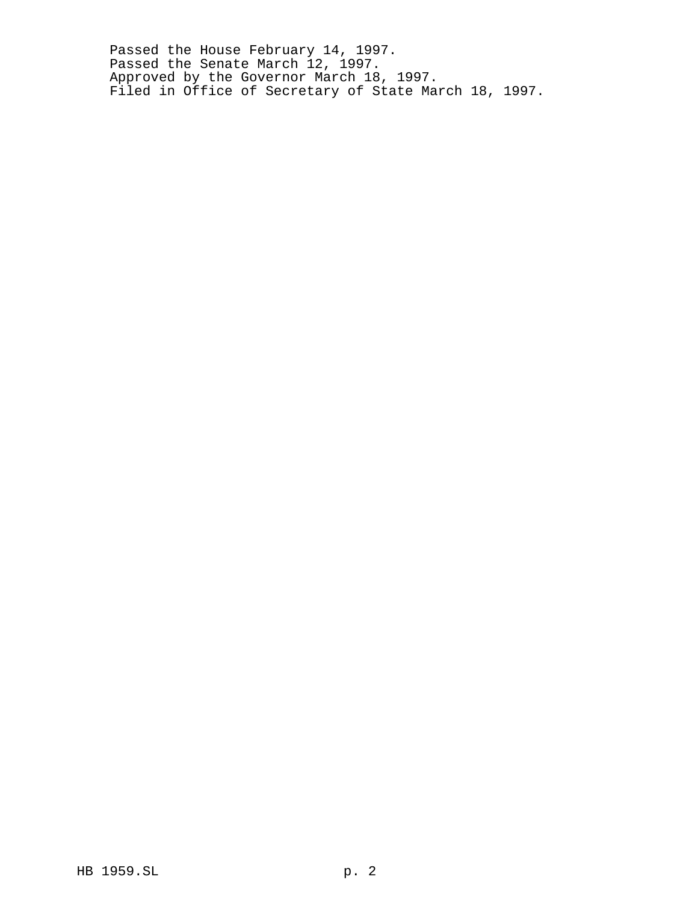Passed the House February 14, 1997.
Passed the Senate March 12, 1997.
Approved by the Governor March 18, 1997.
Filed in Office of Secretary of State March 18, 1997.